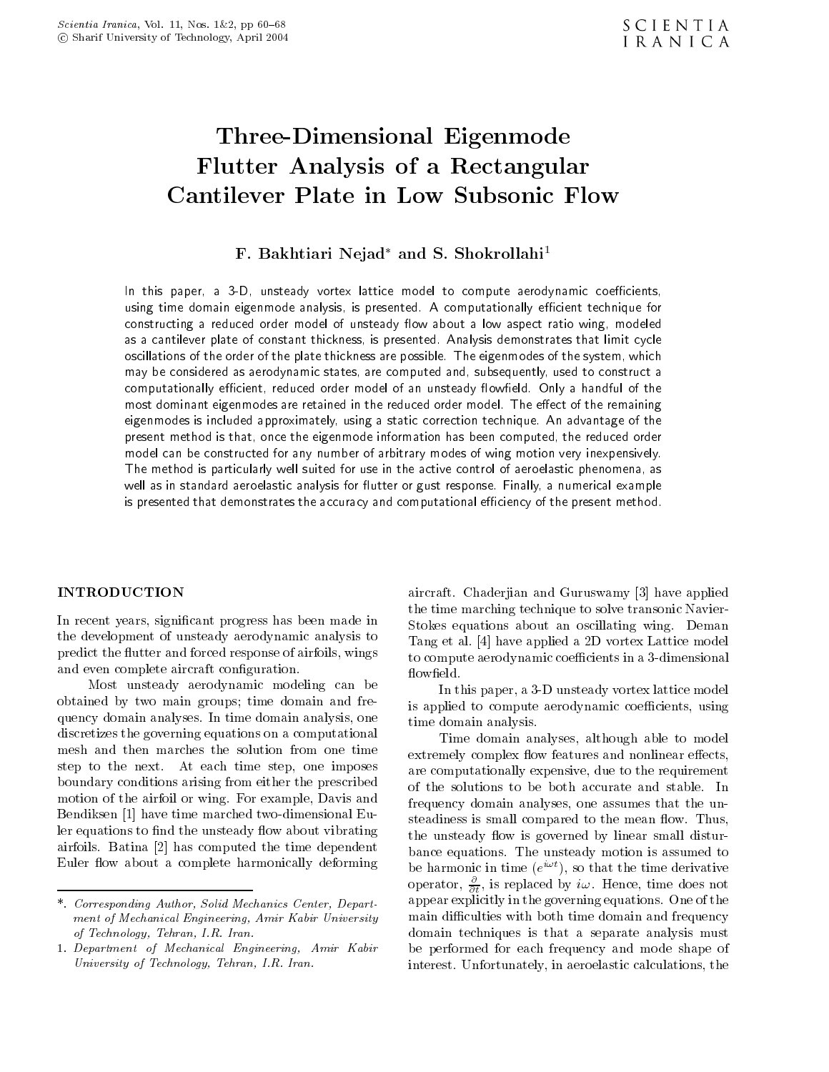# Three-Dimensional Eigenmode Flutter Analysis of a Rectangular Cantilever Plate in Low Subsonic Flow

**F. Bakhtiari Nejad\* and S. Shokrollahi[1]**

In this paper, a 3-D, unsteady vortex lattice model to compute aerodynamic coefficients, using time domain eigenmode analysis, is presented. A computationally efficient technique for constructing a reduced order model of unsteady flow about a low aspect ratio wing, modeled as a cantilever plate of constant thickness, is presented. Analysis demonstrates that limit cycle oscillations of the order of the plate thickness are possible. The eigenmodes of the system, which may be considered as aerodynamic states, are computed and, subsequently, used to construct a computationally efficient, reduced order model of an unsteady flowfield. Only a handful of the most dominant eigenmodes are retained in the reduced order model. The effect of the remaining eigenmodes is included approximately, using a static correction technique. An advantage of the present method is that, once the eigenmode information has been computed, the reduced order model can be constructed for any number of arbitrary modes of wing motion very inexpensively. The method is particularly well suited for use in the active control of aeroelastic phenomena, as well as in standard aeroelastic analysis for flutter or gust response. Finally, a numerical example is presented that demonstrates the accuracy and computational efficiency of the present method.

## INTRODUCTION

In recent years, significant progress has been made in the development of unsteady aerodynamic analysis to predict the flutter and forced response of airfoils, wings and even complete aircraft configuration.

Most unsteady aerodynamic modeling can be obtained by two main groups; time domain and frequency domain analyses. In time domain analysis, one discretizes the governing equations on a computational mesh and then marches the solution from one time step to the next. At each time step, one imposes boundary conditions arising from either the prescribed motion of the airfoil or wing. For example, Davis and Bendiksen [1] have time marched two-dimensional Euler equations to find the unsteady flow about vibrating airfoils. Batina [2] has computed the time dependent Euler flow about a complete harmonically deforming aircraft. Chaderjian and Guruswamy [3] have applied the time marching technique to solve transonic Navier-Stokes equations about an oscillating wing. Deman Tang et al. [4] have applied a 2D vortex Lattice model to compute aerodynamic coefficients in a 3-dimensional flowfield.

In this paper, a 3-D unsteady vortex lattice model is applied to compute aerodynamic coefficients, using time domain analysis.

Time domain analyses, although able to model extremely complex flow features and nonlinear effects, are computationally expensive, due to the requirement of the solutions to be both accurate and stable. In frequency domain analyses, one assumes that the unsteadiness is small compared to the mean flow. Thus, the unsteady flow is governed by linear small disturbance equations. The unsteady motion is assumed to be harmonic in time ($e^{i\omega t}$), so that the time derivative operator, $\frac{\partial}{\partial t}$, is replaced by $i\omega$. Hence, time does not appear explicitly in the governing equations. One of the main difficulties with both time domain and frequency domain techniques is that a separate analysis must be performed for each frequency and mode shape of interest. Unfortunately, in aeroelastic calculations, the

---

\*. *Corresponding Author, Solid Mechanics Center, Department of Mechanical Engineering, Amir Kabir University of Technology, Tehran, I.R. Iran.*

1. *Department of Mechanical Engineering, Amir Kabir University of Technology, Tehran, I.R. Iran.*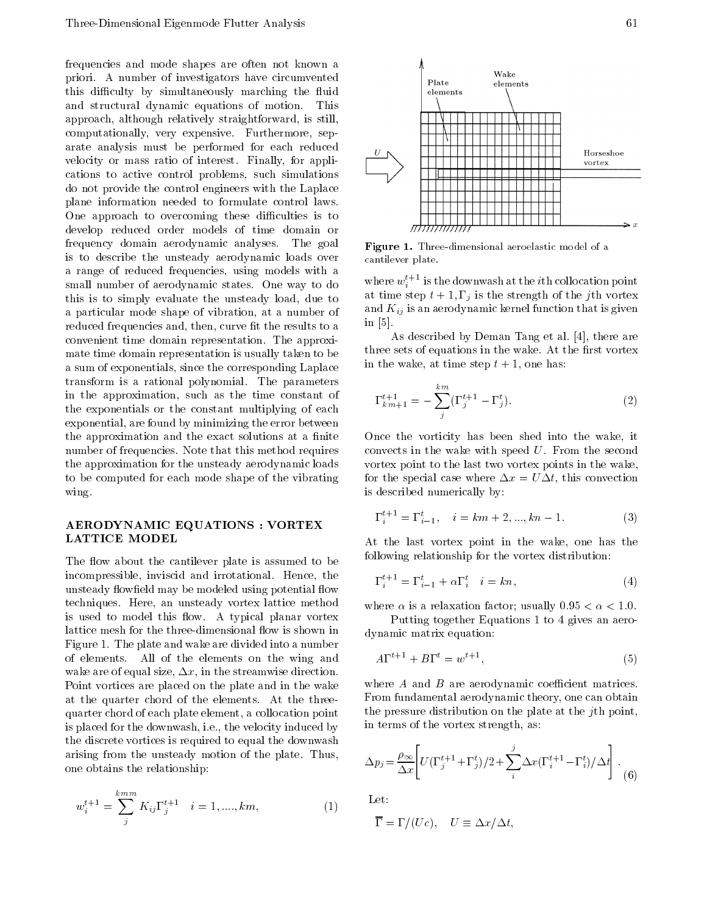frequencies and mode shapes are often not known a priori. A number of investigators have circumvented this difficulty by simultaneously marching the fluid and structural dynamic equations of motion. This approach, although relatively straightforward, is still, computationally, very expensive. Furthermore, separate analysis must be performed for each reduced velocity or mass ratio of interest. Finally, for applications to active control problems, such simulations do not provide the control engineers with the Laplace plane information needed to formulate control laws. One approach to overcoming these difficulties is to develop reduced order models of time domain or frequency domain aerodynamic analyses. The goal is to describe the unsteady aerodynamic loads over a range of reduced frequencies, using models with a small number of aerodynamic states. One way to do this is to simply evaluate the unsteady load, due to a particular mode shape of vibration, at a number of reduced frequencies and, then, curve fit the results to a convenient time domain representation. The approximate time domain representation is usually taken to be a sum of exponentials, since the corresponding Laplace transform is a rational polynomial. The parameters in the approximation, such as the time constant of the exponentials or the constant multiplying of each exponential, are found by minimizing the error between the approximation and the exact solutions at a finite number of frequencies. Note that this method requires the approximation for the unsteady aerodynamic loads to be computed for each mode shape of the vibrating wing.

## AERODYNAMIC EQUATIONS : VORTEX LATTICE MODEL

The flow about the cantilever plate is assumed to be incompressible, inviscid and irrotational. Hence, the unsteady flowfield may be modeled using potential flow techniques. Here, an unsteady vortex lattice method is used to model this flow. A typical planar vortex lattice mesh for the three-dimensional flow is shown in Figure 1. The plate and wake are divided into a number of elements. All of the elements on the wing and wake are of equal size, $\Delta x$, in the streamwise direction. Point vortices are placed on the plate and in the wake at the quarter chord of the elements. At the three-quarter chord of each plate element, a collocation point is placed for the downwash, i.e., the velocity induced by the discrete vortices is required to equal the downwash arising from the unsteady motion of the plate. Thus, one obtains the relationship:

$$w_i^{t+1} = \sum_{j}^{kmm} K_{ij} \Gamma_j^{t+1} \quad i = 1, ...., km, \tag{1}$$

**Figure 1.** Three-dimensional aeroelastic model of a cantilever plate.

where $w_i^{t+1}$ is the downwash at the $i$th collocation point at time step $t+1, \Gamma_j$ is the strength of the $j$th vortex and $K_{ij}$ is an aerodynamic kernel function that is given in [5].

As described by Deman Tang et al. [4], there are three sets of equations in the wake. At the first vortex in the wake, at time step $t+1$, one has:

$$\Gamma_{km+1}^{t+1} = -\sum_{j}^{km} (\Gamma_j^{t+1} - \Gamma_j^t). \tag{2}$$

Once the vorticity has been shed into the wake, it convects in the wake with speed $U$. From the second vortex point to the last two vortex points in the wake, for the special case where $\Delta x = U\Delta t$, this convection is described numerically by:

$$\Gamma_i^{t+1} = \Gamma_{i-1}^t, \quad i = km+2, ..., kn-1. \tag{3}$$

At the last vortex point in the wake, one has the following relationship for the vortex distribution:

$$\Gamma_i^{t+1} = \Gamma_{i-1}^t + \alpha \Gamma_i^t \quad i = kn, \tag{4}$$

where $\alpha$ is a relaxation factor; usually $0.95 < \alpha < 1.0$.

Putting together Equations 1 to 4 gives an aerodynamic matrix equation:

$$A\Gamma^{t+1} + B\Gamma^t = w^{t+1}, \tag{5}$$

where $A$ and $B$ are aerodynamic coefficient matrices. From fundamental aerodynamic theory, one can obtain the pressure distribution on the plate at the $j$th point, in terms of the vortex strength, as:

$$\Delta p_j = \frac{\rho_\infty}{\Delta x} \left[ U(\Gamma_j^{t+1} + \Gamma_j^t)/2 + \sum_{i}^{j} \Delta x (\Gamma_i^{t+1} - \Gamma_i^t)/\Delta t \right]. \tag{6}$$

Let:

$$\overline{\Gamma} = \Gamma/(Uc), \quad U \equiv \Delta x/\Delta t,$$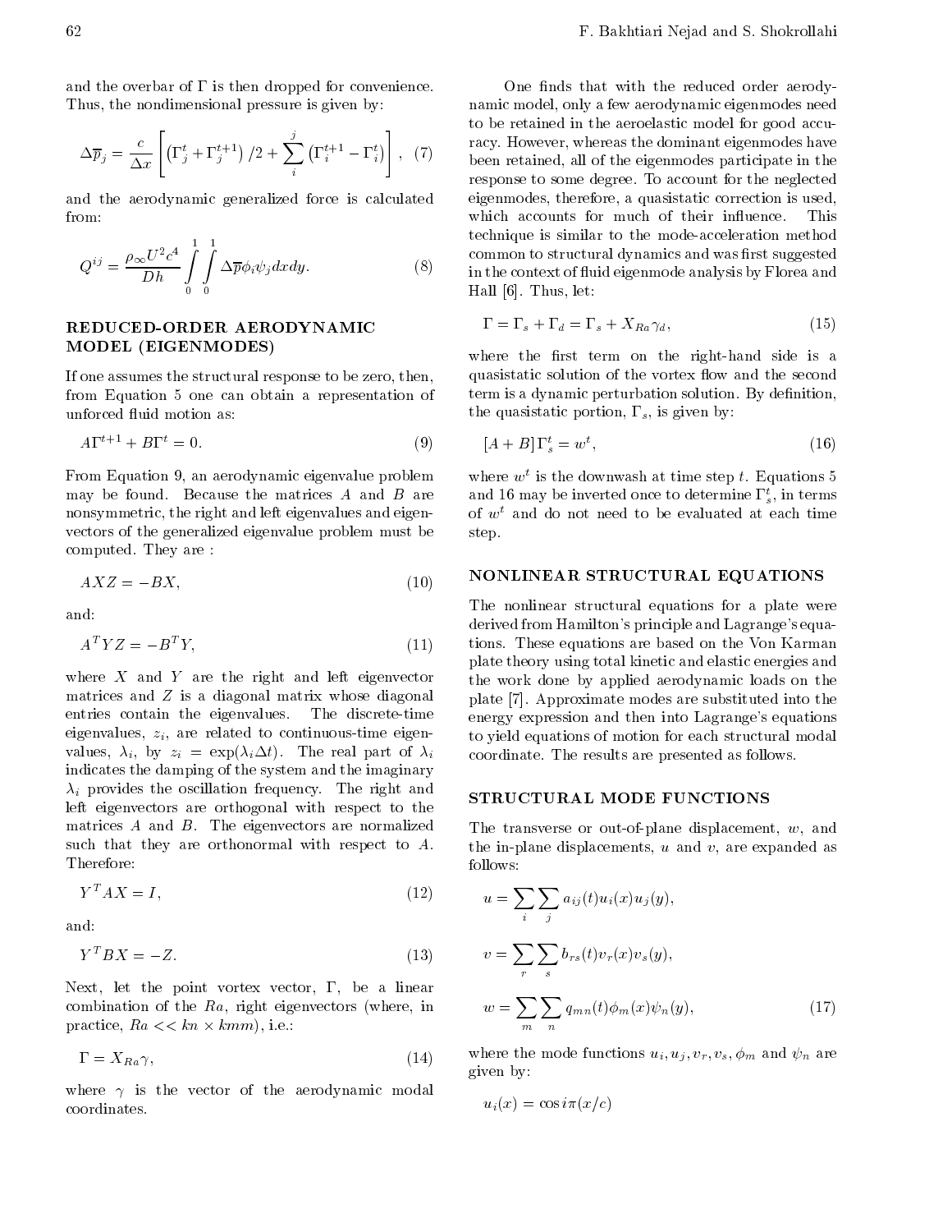and the overbar of $\Gamma$ is then dropped for convenience. Thus, the nondimensional pressure is given by:

$$\Delta \overline{p}_j = \frac{c}{\Delta x}\left[\left(\Gamma_j^t + \Gamma_j^{t+1}\right)/2 + \sum_i^j \left(\Gamma_i^{t+1} - \Gamma_i^t\right)\right], \quad (7)$$

and the aerodynamic generalized force is calculated from:

$$Q^{ij} = \frac{\rho_\infty U^2 c^4}{Dh} \int_0^1 \int_0^1 \Delta \overline{p} \phi_i \psi_j dx dy. \quad (8)$$

## REDUCED-ORDER AERODYNAMIC MODEL (EIGENMODES)

If one assumes the structural response to be zero, then, from Equation 5 one can obtain a representation of unforced fluid motion as:

$$A\Gamma^{t+1} + B\Gamma^t = 0. \quad (9)$$

From Equation 9, an aerodynamic eigenvalue problem may be found. Because the matrices $A$ and $B$ are nonsymmetric, the right and left eigenvalues and eigenvectors of the generalized eigenvalue problem must be computed. They are :

$$AXZ = -BX, \quad (10)$$

and:

$$A^T YZ = -B^T Y, \quad (11)$$

where $X$ and $Y$ are the right and left eigenvector matrices and $Z$ is a diagonal matrix whose diagonal entries contain the eigenvalues. The discrete-time eigenvalues, $z_i$, are related to continuous-time eigenvalues, $\lambda_i$, by $z_i = \exp(\lambda_i \Delta t)$. The real part of $\lambda_i$ indicates the damping of the system and the imaginary $\lambda_i$ provides the oscillation frequency. The right and left eigenvectors are orthogonal with respect to the matrices $A$ and $B$. The eigenvectors are normalized such that they are orthonormal with respect to $A$. Therefore:

$$Y^T AX = I, \quad (12)$$

and:

$$Y^T BX = -Z. \quad (13)$$

Next, let the point vortex vector, $\Gamma$, be a linear combination of the $Ra$, right eigenvectors (where, in practice, $Ra << kn \times kmm$), i.e.:

$$\Gamma = X_{Ra}\gamma, \quad (14)$$

where $\gamma$ is the vector of the aerodynamic modal coordinates.

One finds that with the reduced order aerodynamic model, only a few aerodynamic eigenmodes need to be retained in the aeroelastic model for good accuracy. However, whereas the dominant eigenmodes have been retained, all of the eigenmodes participate in the response to some degree. To account for the neglected eigenmodes, therefore, a quasistatic correction is used, which accounts for much of their influence. This technique is similar to the mode-acceleration method common to structural dynamics and was first suggested in the context of fluid eigenmode analysis by Florea and Hall [6]. Thus, let:

$$\Gamma = \Gamma_s + \Gamma_d = \Gamma_s + X_{Ra}\gamma_d, \quad (15)$$

where the first term on the right-hand side is a quasistatic solution of the vortex flow and the second term is a dynamic perturbation solution. By definition, the quasistatic portion, $\Gamma_s$, is given by:

$$[A + B]\,\Gamma_s^t = w^t, \quad (16)$$

where $w^t$ is the downwash at time step $t$. Equations 5 and 16 may be inverted once to determine $\Gamma_s^t$, in terms of $w^t$ and do not need to be evaluated at each time step.

## NONLINEAR STRUCTURAL EQUATIONS

The nonlinear structural equations for a plate were derived from Hamilton's principle and Lagrange's equations. These equations are based on the Von Karman plate theory using total kinetic and elastic energies and the work done by applied aerodynamic loads on the plate [7]. Approximate modes are substituted into the energy expression and then into Lagrange's equations to yield equations of motion for each structural modal coordinate. The results are presented as follows.

## STRUCTURAL MODE FUNCTIONS

The transverse or out-of-plane displacement, $w$, and the in-plane displacements, $u$ and $v$, are expanded as follows:

$$u = \sum_i \sum_j a_{ij}(t) u_i(x) u_j(y),$$

$$v = \sum_r \sum_s b_{rs}(t) v_r(x) v_s(y),$$

$$w = \sum_m \sum_n q_{mn}(t) \phi_m(x) \psi_n(y), \quad (17)$$

where the mode functions $u_i, u_j, v_r, v_s, \phi_m$ and $\psi_n$ are given by:

$$u_i(x) = \cos i\pi(x/c)$$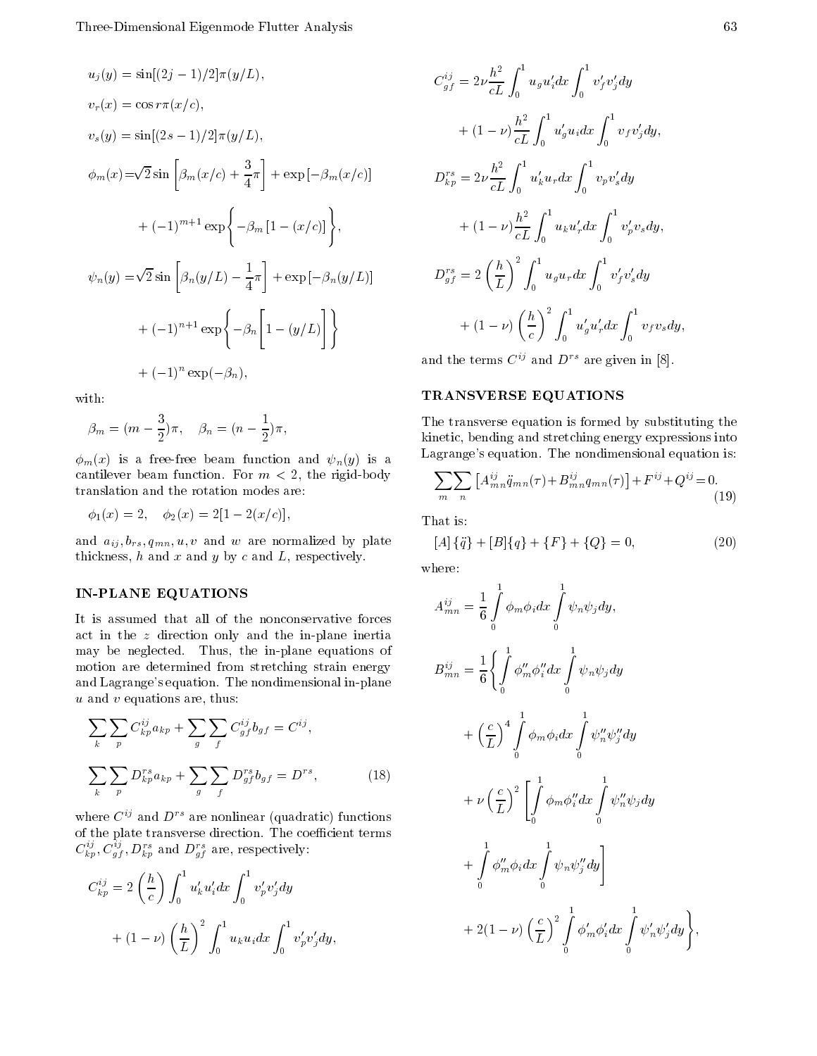$$u_j(y) = \sin[(2j-1)/2]\pi(y/L),$$

$$v_r(x) = \cos r\pi(x/c),$$

$$v_s(y) = \sin[(2s-1)/2]\pi(y/L),$$

$$\phi_m(x) = \sqrt{2}\sin\left[\beta_m(x/c) + \frac{3}{4}\pi\right] + \exp\left[-\beta_m(x/c)\right] + (-1)^{m+1}\exp\left\{-\beta_m\left[1-(x/c)\right]\right\},$$

$$\psi_n(y) = \sqrt{2}\sin\left[\beta_n(y/L) - \frac{1}{4}\pi\right] + \exp\left[-\beta_n(y/L)\right] + (-1)^{n+1}\exp\left\{-\beta_n\left[1-(y/L)\right]\right\} + (-1)^n\exp(-\beta_n),$$

with:

$$\beta_m = (m - \frac{3}{2})\pi, \quad \beta_n = (n - \frac{1}{2})\pi,$$

$\phi_m(x)$ is a free-free beam function and $\psi_n(y)$ is a cantilever beam function. For $m < 2$, the rigid-body translation and the rotation modes are:

$$\phi_1(x) = 2, \quad \phi_2(x) = 2[1 - 2(x/c)],$$

and $a_{ij}, b_{rs}, q_{mn}, u, v$ and $w$ are normalized by plate thickness, $h$ and $x$ and $y$ by $c$ and $L$, respectively.

## IN-PLANE EQUATIONS

It is assumed that all of the nonconservative forces act in the $z$ direction only and the in-plane inertia may be neglected. Thus, the in-plane equations of motion are determined from stretching strain energy and Lagrange's equation. The nondimensional in-plane $u$ and $v$ equations are, thus:

$$\sum_k\sum_p C_{kp}^{ij}a_{kp} + \sum_g\sum_f C_{gf}^{ij}b_{gf} = C^{ij},$$

$$\sum_k\sum_p D_{kp}^{rs}a_{kp} + \sum_g\sum_f D_{gf}^{rs}b_{gf} = D^{rs}, \tag{18}$$

where $C^{ij}$ and $D^{rs}$ are nonlinear (quadratic) functions of the plate transverse direction. The coefficient terms $C_{kp}^{ij}, C_{gf}^{ij}, D_{kp}^{rs}$ and $D_{gf}^{rs}$ are, respectively:

$$C_{kp}^{ij} = 2\left(\frac{h}{c}\right)\int_0^1 u_k' u_i' dx \int_0^1 v_p' v_j' dy + (1-\nu)\left(\frac{h}{L}\right)^2 \int_0^1 u_k u_i dx \int_0^1 v_p' v_j' dy,$$

$$C_{gf}^{ij} = 2\nu\frac{h^2}{cL}\int_0^1 u_g u_i' dx \int_0^1 v_f' v_j' dy + (1-\nu)\frac{h^2}{cL}\int_0^1 u_g' u_i dx \int_0^1 v_f v_j' dy,$$

$$D_{kp}^{rs} = 2\nu\frac{h^2}{cL}\int_0^1 u_k' u_r dx \int_0^1 v_p v_s' dy + (1-\nu)\frac{h^2}{cL}\int_0^1 u_k u_r' dx \int_0^1 v_p' v_s dy,$$

$$D_{gf}^{rs} = 2\left(\frac{h}{L}\right)^2 \int_0^1 u_g u_r dx \int_0^1 v_f' v_s' dy + (1-\nu)\left(\frac{h}{c}\right)^2 \int_0^1 u_g' u_r' dx \int_0^1 v_f v_s dy,$$

and the terms $C^{ij}$ and $D^{rs}$ are given in [8].

## TRANSVERSE EQUATIONS

The transverse equation is formed by substituting the kinetic, bending and stretching energy expressions into Lagrange's equation. The nondimensional equation is:

$$\sum_m\sum_n\left[A_{mn}^{ij}\ddot{q}_{mn}(\tau) + B_{mn}^{ij}q_{mn}(\tau)\right] + F^{ij} + Q^{ij} = 0. \tag{19}$$

That is:

$$[A]\{\ddot{q}\} + [B]\{q\} + \{F\} + \{Q\} = 0, \tag{20}$$

where:

$$A_{mn}^{ij} = \frac{1}{6}\int_0^1 \phi_m\phi_i dx \int_0^1 \psi_n\psi_j dy,$$

$$B_{mn}^{ij} = \frac{1}{6}\left\{\int_0^1 \phi_m''\phi_i'' dx \int_0^1 \psi_n\psi_j dy + \left(\frac{c}{L}\right)^4 \int_0^1 \phi_m\phi_i dx \int_0^1 \psi_n''\psi_j'' dy + \nu\left(\frac{c}{L}\right)^2\left[\int_0^1 \phi_m\phi_i'' dx \int_0^1 \psi_n''\psi_j dy + \int_0^1 \phi_m''\phi_i dx \int_0^1 \psi_n\psi_j'' dy\right] + 2(1-\nu)\left(\frac{c}{L}\right)^2 \int_0^1 \phi_m'\phi_i' dx \int_0^1 \psi_n'\psi_j' dy\right\},$$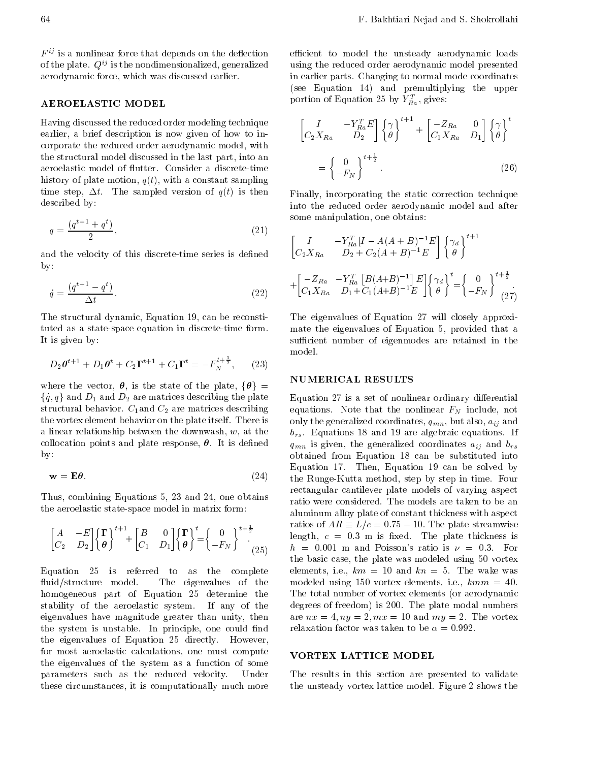$F^{ij}$ is a nonlinear force that depends on the deflection of the plate. $Q^{ij}$ is the nondimensionalized, generalized aerodynamic force, which was discussed earlier.

## AEROELASTIC MODEL

Having discussed the reduced order modeling technique earlier, a brief description is now given of how to incorporate the reduced order aerodynamic model, with the structural model discussed in the last part, into an aeroelastic model of flutter. Consider a discrete-time history of plate motion, $q(t)$, with a constant sampling time step, $\Delta t$. The sampled version of $q(t)$ is then described by:

$$q = \frac{(q^{t+1} + q^t)}{2}, \tag{21}$$

and the velocity of this discrete-time series is defined by:

$$\dot{q} = \frac{(q^{t+1} - q^t)}{\Delta t}. \tag{22}$$

The structural dynamic, Equation 19, can be reconstituted as a state-space equation in discrete-time form. It is given by:

$$D_2\boldsymbol{\theta}^{t+1} + D_1\boldsymbol{\theta}^t + C_2\boldsymbol{\Gamma}^{t+1} + C_1\boldsymbol{\Gamma}^t = -F_N^{t+\frac{1}{2}}, \tag{23}$$

where the vector, $\boldsymbol{\theta}$, is the state of the plate, $\{\boldsymbol{\theta}\} = \{\dot{q}, q\}$ and $D_1$ and $D_2$ are matrices describing the plate structural behavior. $C_1$ and $C_2$ are matrices describing the vortex element behavior on the plate itself. There is a linear relationship between the downwash, $w$, at the collocation points and plate response, $\boldsymbol{\theta}$. It is defined by:

$$\mathbf{w} = \mathbf{E}\boldsymbol{\theta}. \tag{24}$$

Thus, combining Equations 5, 23 and 24, one obtains the aeroelastic state-space model in matrix form:

$$\begin{bmatrix} A & -E \\ C_2 & D_2 \end{bmatrix} \begin{Bmatrix} \boldsymbol{\Gamma} \\ \boldsymbol{\theta} \end{Bmatrix}^{t+1} + \begin{bmatrix} B & 0 \\ C_1 & D_1 \end{bmatrix} \begin{Bmatrix} \boldsymbol{\Gamma} \\ \boldsymbol{\theta} \end{Bmatrix}^{t} = \begin{Bmatrix} 0 \\ -F_N \end{Bmatrix}^{t+\frac{1}{2}}. \tag{25}$$

Equation 25 is referred to as the complete fluid/structure model. The eigenvalues of the homogeneous part of Equation 25 determine the stability of the aeroelastic system. If any of the eigenvalues have magnitude greater than unity, then the system is unstable. In principle, one could find the eigenvalues of Equation 25 directly. However, for most aeroelastic calculations, one must compute the eigenvalues of the system as a function of some parameters such as the reduced velocity. Under these circumstances, it is computationally much more efficient to model the unsteady aerodynamic loads using the reduced order aerodynamic model presented in earlier parts. Changing to normal mode coordinates (see Equation 14) and premultiplying the upper portion of Equation 25 by $Y_{Ra}^T$, gives:

$$\begin{bmatrix} I & -Y_{Ra}^T E \\ C_2 X_{Ra} & D_2 \end{bmatrix} \begin{Bmatrix} \gamma \\ \theta \end{Bmatrix}^{t+1} + \begin{bmatrix} -Z_{Ra} & 0 \\ C_1 X_{Ra} & D_1 \end{bmatrix} \begin{Bmatrix} \gamma \\ \theta \end{Bmatrix}^{t} = \begin{Bmatrix} 0 \\ -F_N \end{Bmatrix}^{t+\frac{1}{2}}. \tag{26}$$

Finally, incorporating the static correction technique into the reduced order aerodynamic model and after some manipulation, one obtains:

$$\begin{bmatrix} I & -Y_{Ra}^T[I - A(A+B)^{-1}E] \\ C_2 X_{Ra} & D_2 + C_2(A+B)^{-1}E \end{bmatrix} \begin{Bmatrix} \gamma_d \\ \theta \end{Bmatrix}^{t+1} + \begin{bmatrix} -Z_{Ra} & -Y_{Ra}^T\left[B(A+B)^{-1}\right]E \\ C_1 X_{Ra} & D_1 + C_1(A+B)^{-1}E \end{bmatrix} \begin{Bmatrix} \gamma_d \\ \theta \end{Bmatrix}^{t} = \begin{Bmatrix} 0 \\ -F_N \end{Bmatrix}^{t+\frac{1}{2}}. \tag{27}$$

The eigenvalues of Equation 27 will closely approximate the eigenvalues of Equation 5, provided that a sufficient number of eigenmodes are retained in the model.

## NUMERICAL RESULTS

Equation 27 is a set of nonlinear ordinary differential equations. Note that the nonlinear $F_N$ include, not only the generalized coordinates, $q_{mn}$, but also, $a_{ij}$ and $b_{rs}$. Equations 18 and 19 are algebraic equations. If $q_{mn}$ is given, the generalized coordinates $a_{ij}$ and $b_{rs}$ obtained from Equation 18 can be substituted into Equation 17. Then, Equation 19 can be solved by the Runge-Kutta method, step by step in time. Four rectangular cantilever plate models of varying aspect ratio were considered. The models are taken to be an aluminum alloy plate of constant thickness with aspect ratios of $AR \equiv L/c = 0.75 - 10$. The plate streamwise length, $c = 0.3$ m is fixed. The plate thickness is $h = 0.001$ m and Poisson's ratio is $\nu = 0.3$. For the basic case, the plate was modeled using 50 vortex elements, i.e., $km = 10$ and $kn = 5$. The wake was modeled using 150 vortex elements, i.e., $kmm = 40$. The total number of vortex elements (or aerodynamic degrees of freedom) is 200. The plate modal numbers are $nx = 4, ny = 2, mx = 10$ and $my = 2$. The vortex relaxation factor was taken to be $\alpha = 0.992$.

## VORTEX LATTICE MODEL

The results in this section are presented to validate the unsteady vortex lattice model. Figure 2 shows the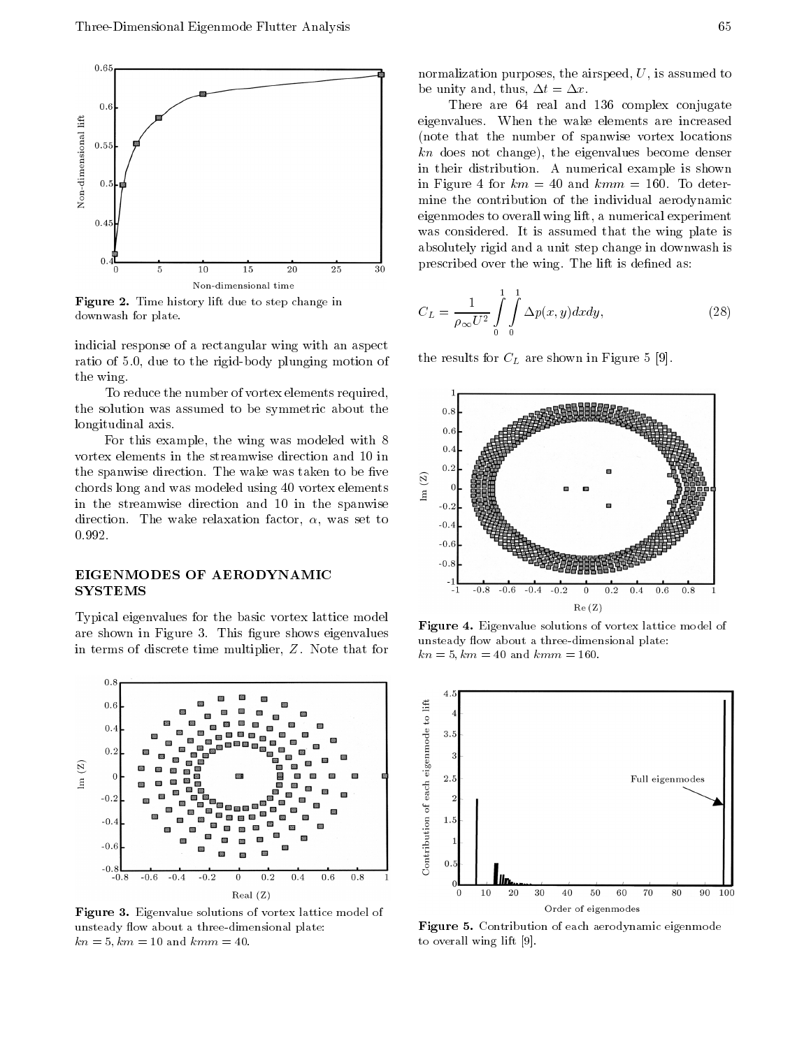Figure 2. Time history lift due to step change in downwash for plate.

indicial response of a rectangular wing with an aspect ratio of 5.0, due to the rigid-body plunging motion of the wing.

To reduce the number of vortex elements required, the solution was assumed to be symmetric about the longitudinal axis.

For this example, the wing was modeled with 8 vortex elements in the streamwise direction and 10 in the spanwise direction. The wake was taken to be five chords long and was modeled using 40 vortex elements in the streamwise direction and 10 in the spanwise direction. The wake relaxation factor, $\alpha$, was set to 0.992.

## EIGENMODES OF AERODYNAMIC SYSTEMS

Typical eigenvalues for the basic vortex lattice model are shown in Figure 3. This figure shows eigenvalues in terms of discrete time multiplier, $Z$. Note that for normalization purposes, the airspeed, $U$, is assumed to be unity and, thus, $\Delta t = \Delta x$.

Figure 3. Eigenvalue solutions of vortex lattice model of unsteady flow about a three-dimensional plate: $kn = 5$, $km = 10$ and $kmm = 40$.

There are 64 real and 136 complex conjugate eigenvalues. When the wake elements are increased (note that the number of spanwise vortex locations $kn$ does not change), the eigenvalues become denser in their distribution. A numerical example is shown in Figure 4 for $km = 40$ and $kmm = 160$. To determine the contribution of the individual aerodynamic eigenmodes to overall wing lift, a numerical experiment was considered. It is assumed that the wing plate is absolutely rigid and a unit step change in downwash is prescribed over the wing. The lift is defined as:

$$C_L = \frac{1}{\rho_\infty U^2} \int_0^1 \int_0^1 \Delta p(x, y) dx dy, \tag{28}$$

the results for $C_L$ are shown in Figure 5 [9].

Figure 4. Eigenvalue solutions of vortex lattice model of unsteady flow about a three-dimensional plate: $kn = 5$, $km = 40$ and $kmm = 160$.

Figure 5. Contribution of each aerodynamic eigenmode to overall wing lift [9].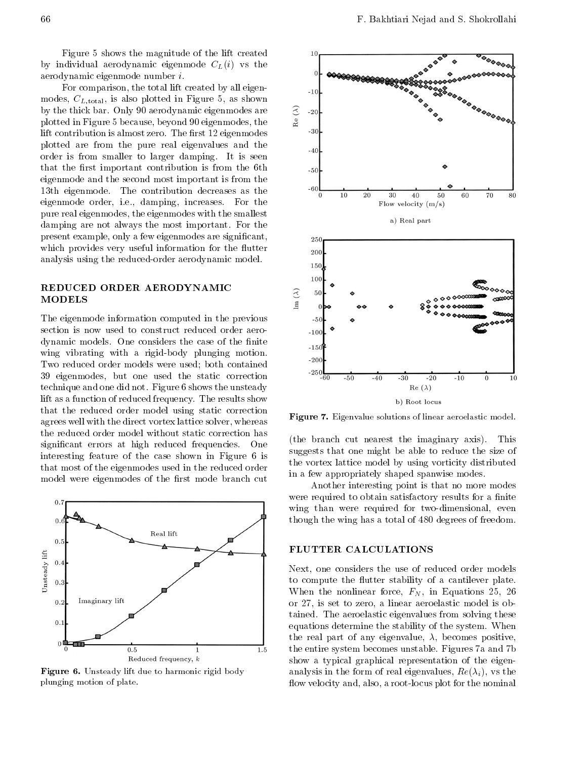Figure 5 shows the magnitude of the lift created by individual aerodynamic eigenmode $C_L(i)$ vs the aerodynamic eigenmode number $i$.

For comparison, the total lift created by all eigenmodes, $C_{L,\text{total}}$, is also plotted in Figure 5, as shown by the thick bar. Only 90 aerodynamic eigenmodes are plotted in Figure 5 because, beyond 90 eigenmodes, the lift contribution is almost zero. The first 12 eigenmodes plotted are from the pure real eigenvalues and the order is from smaller to larger damping. It is seen that the first important contribution is from the 6th eigenmode and the second most important is from the 13th eigenmode. The contribution decreases as the eigenmode order, i.e., damping, increases. For the pure real eigenmodes, the eigenmodes with the smallest damping are not always the most important. For the present example, only a few eigenmodes are significant, which provides very useful information for the flutter analysis using the reduced-order aerodynamic model.

## REDUCED ORDER AERODYNAMIC MODELS

The eigenmode information computed in the previous section is now used to construct reduced order aerodynamic models. One considers the case of the finite wing vibrating with a rigid-body plunging motion. Two reduced order models were used; both contained 39 eigenmodes, but one used the static correction technique and one did not. Figure 6 shows the unsteady lift as a function of reduced frequency. The results show that the reduced order model using static correction agrees well with the direct vortex lattice solver, whereas the reduced order model without static correction has significant errors at high reduced frequencies. One interesting feature of the case shown in Figure 6 is that most of the eigenmodes used in the reduced order model were eigenmodes of the first mode branch cut (the branch cut nearest the imaginary axis). This suggests that one might be able to reduce the size of the vortex lattice model by using vorticity distributed in a few appropriately shaped spanwise modes.

Figure 6. Unsteady lift due to harmonic rigid body plunging motion of plate.

Another interesting point is that no more modes were required to obtain satisfactory results for a finite wing than were required for two-dimensional, even though the wing has a total of 480 degrees of freedom.

Figure 7. Eigenvalue solutions of linear aeroelastic model.

## FLUTTER CALCULATIONS

Next, one considers the use of reduced order models to compute the flutter stability of a cantilever plate. When the nonlinear force, $F_N$, in Equations 25, 26 or 27, is set to zero, a linear aeroelastic model is obtained. The aeroelastic eigenvalues from solving these equations determine the stability of the system. When the real part of any eigenvalue, $\lambda$, becomes positive, the entire system becomes unstable. Figures 7a and 7b show a typical graphical representation of the eigenanalysis in the form of real eigenvalues, $Re(\lambda_i)$, vs the flow velocity and, also, a root-locus plot for the nominal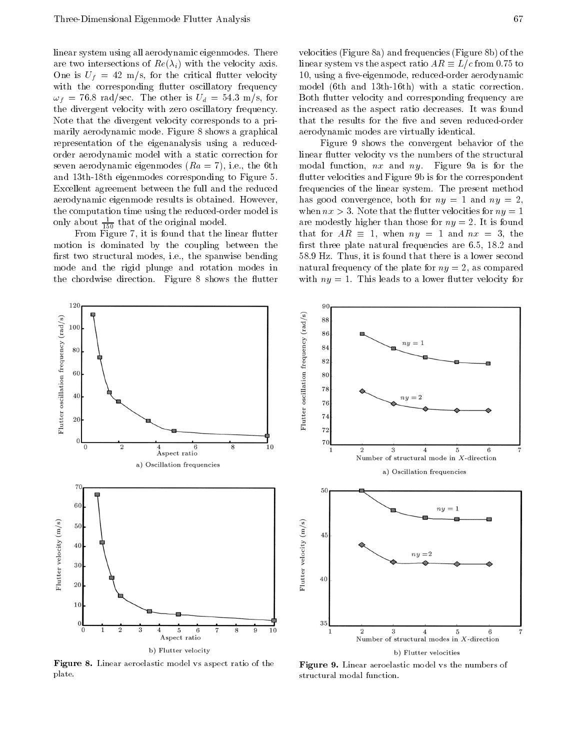linear system using all aerodynamic eigenmodes. There are two intersections of $Re(\lambda_i)$ with the velocity axis. One is $U_f = 42$ m/s, for the critical flutter velocity with the corresponding flutter oscillatory frequency $\omega_f = 76.8$ rad/sec. The other is $U_d = 54.3$ m/s, for the divergent velocity with zero oscillatory frequency. Note that the divergent velocity corresponds to a primarily aerodynamic mode. Figure 8 shows a graphical representation of the eigenanalysis using a reduced-order aerodynamic model with a static correction for seven aerodynamic eigenmodes ($Ra = 7$), i.e., the 6th and 13th-18th eigenmodes corresponding to Figure 5. Excellent agreement between the full and the reduced aerodynamic eigenmode results is obtained. However, the computation time using the reduced-order model is only about $\frac{1}{150}$ that of the original model.

From Figure 7, it is found that the linear flutter motion is dominated by the coupling between the first two structural modes, i.e., the spanwise bending mode and the rigid plunge and rotation modes in the chordwise direction. Figure 8 shows the flutter velocities (Figure 8a) and frequencies (Figure 8b) of the linear system vs the aspect ratio $AR \equiv L/c$ from 0.75 to 10, using a five-eigenmode, reduced-order aerodynamic model (6th and 13th-16th) with a static correction. Both flutter velocity and corresponding frequency are increased as the aspect ratio decreases. It was found that the results for the five and seven reduced-order aerodynamic modes are virtually identical.

Figure 9 shows the convergent behavior of the linear flutter velocity vs the numbers of the structural modal function, $nx$ and $ny$. Figure 9a is for the flutter velocities and Figure 9b is for the correspondent frequencies of the linear system. The present method has good convergence, both for $ny = 1$ and $ny = 2$, when $nx > 3$. Note that the flutter velocities for $ny = 1$ are modestly higher than those for $ny = 2$. It is found that for $AR \equiv 1$, when $ny = 1$ and $nx = 3$, the first three plate natural frequencies are 6.5, 18.2 and 58.9 Hz. Thus, it is found that there is a lower second natural frequency of the plate for $ny = 2$, as compared with $ny = 1$. This leads to a lower flutter velocity for

a) Oscillation frequencies

b) Flutter velocity

**Figure 8.** Linear aeroelastic model vs aspect ratio of the plate.

a) Oscillation frequencies

b) Flutter velocities

**Figure 9.** Linear aeroelastic model vs the numbers of structural modal function.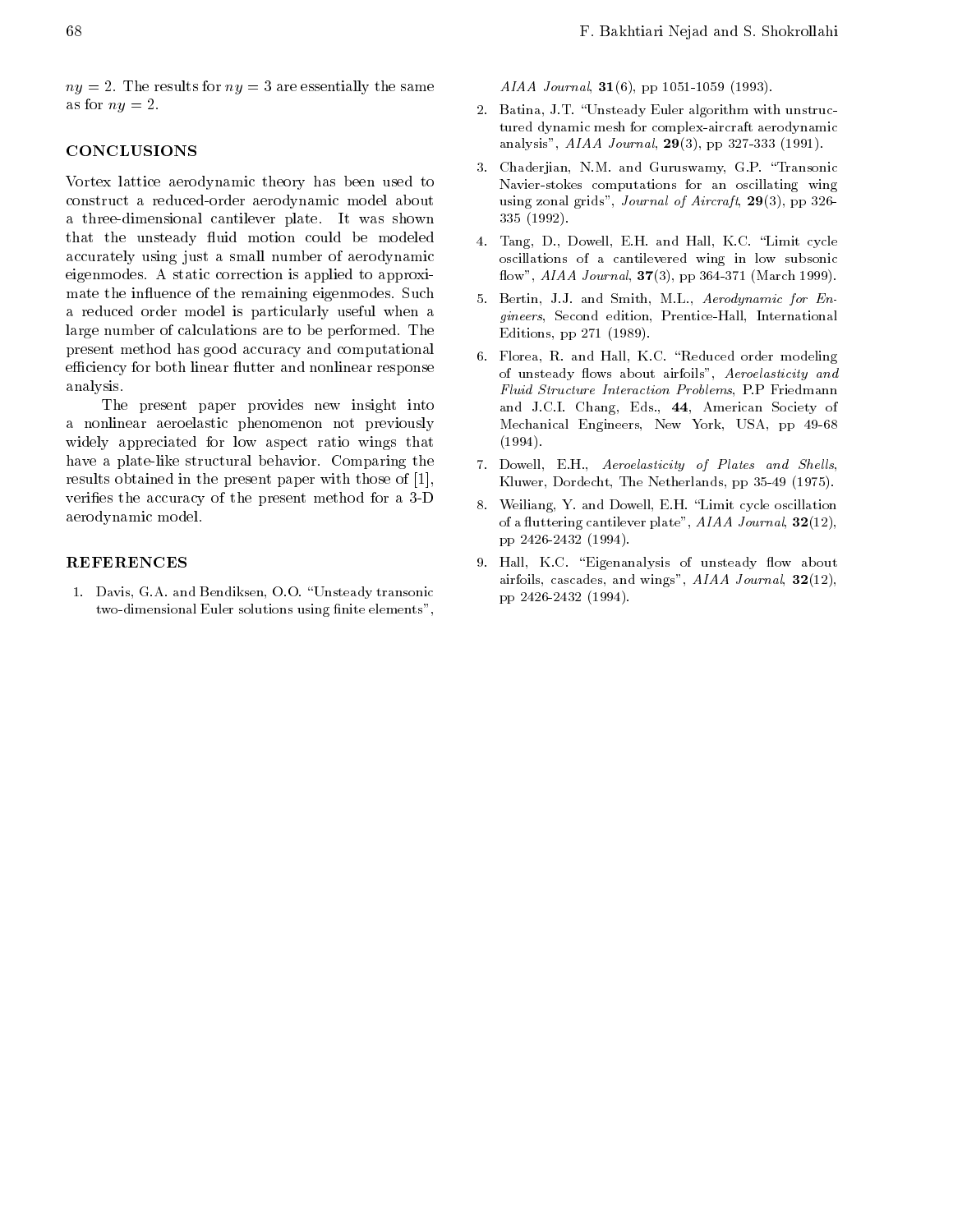$ny = 2$. The results for $ny = 3$ are essentially the same as for $ny = 2$.

## CONCLUSIONS

Vortex lattice aerodynamic theory has been used to construct a reduced-order aerodynamic model about a three-dimensional cantilever plate. It was shown that the unsteady fluid motion could be modeled accurately using just a small number of aerodynamic eigenmodes. A static correction is applied to approximate the influence of the remaining eigenmodes. Such a reduced order model is particularly useful when a large number of calculations are to be performed. The present method has good accuracy and computational efficiency for both linear flutter and nonlinear response analysis.

The present paper provides new insight into a nonlinear aeroelastic phenomenon not previously widely appreciated for low aspect ratio wings that have a plate-like structural behavior. Comparing the results obtained in the present paper with those of [1], verifies the accuracy of the present method for a 3-D aerodynamic model.

## REFERENCES

1. Davis, G.A. and Bendiksen, O.O. "Unsteady transonic two-dimensional Euler solutions using finite elements", *AIAA Journal*, **31**(6), pp 1051-1059 (1993).
2. Batina, J.T. "Unsteady Euler algorithm with unstructured dynamic mesh for complex-aircraft aerodynamic analysis", *AIAA Journal*, **29**(3), pp 327-333 (1991).
3. Chaderjian, N.M. and Guruswamy, G.P. "Transonic Navier-stokes computations for an oscillating wing using zonal grids", *Journal of Aircraft*, **29**(3), pp 326-335 (1992).
4. Tang, D., Dowell, E.H. and Hall, K.C. "Limit cycle oscillations of a cantilevered wing in low subsonic flow", *AIAA Journal*, **37**(3), pp 364-371 (March 1999).
5. Bertin, J.J. and Smith, M.L., *Aerodynamic for Engineers*, Second edition, Prentice-Hall, International Editions, pp 271 (1989).
6. Florea, R. and Hall, K.C. "Reduced order modeling of unsteady flows about airfoils", *Aeroelasticity and Fluid Structure Interaction Problems*, P.P Friedmann and J.C.I. Chang, Eds., **44**, American Society of Mechanical Engineers, New York, USA, pp 49-68 (1994).
7. Dowell, E.H., *Aeroelasticity of Plates and Shells*, Kluwer, Dordecht, The Netherlands, pp 35-49 (1975).
8. Weiliang, Y. and Dowell, E.H. "Limit cycle oscillation of a fluttering cantilever plate", *AIAA Journal*, **32**(12), pp 2426-2432 (1994).
9. Hall, K.C. "Eigenanalysis of unsteady flow about airfoils, cascades, and wings", *AIAA Journal*, **32**(12), pp 2426-2432 (1994).